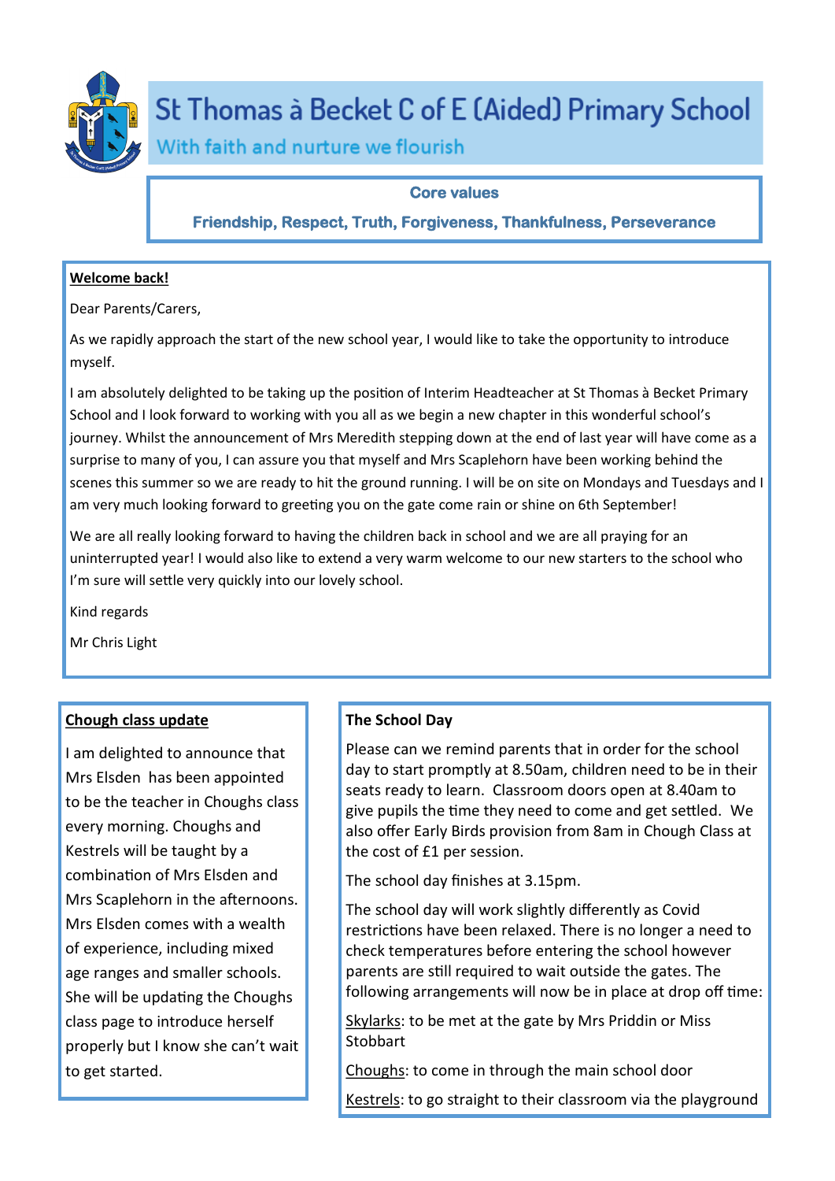# St Thomas à Becket C of E (Aided) Primary School

With faith and nurture we flourish

**Core values**

**Friendship, Respect, Truth, Forgiveness, Thankfulness, Perseverance**

## Welcome back!

Dear Parents/Carers,

As we rapidly approach the start of the new school year, I would like to take the opportunity to introduce myself.

I am absolutely delighted to be taking up the position of Interim Headteacher at St Thomas à Becket Primary School and I look forward to working with you all as we begin a new chapter in this wonderful school's journey. Whilst the announcement of Mrs Meredith stepping down at the end of last year will have come as a surprise to many of you, I can assure you that myself and Mrs Scaplehorn have been working behind the scenes this summer so we are ready to hit the ground running. I will be on site on Mondays and Tuesdays and I am very much looking forward to greeting you on the gate come rain or shine on 6th September!

We are all really looking forward to having the children back in school and we are all praying for an uninterrupted year! I would also like to extend a very warm welcome to our new starters to the school who I'm sure will settle very quickly into our lovely school.

Kind regards

Mr Chris Light

## Chough class update

I am delighted to announce that Mrs Elsden has been appointed to be the teacher in Choughs class every morning. Choughs and Kestrels will be taught by a combination of Mrs Elsden and Mrs Scaplehorn in the afternoons. Mrs Elsden comes with a wealth of experience, including mixed age ranges and smaller schools. She will be updating the Choughs class page to introduce herself properly but I know she can't wait to get started.

## The School Day

Please can we remind parents that in order for the school day to start promptly at 8.50am, children need to be in their seats ready to learn. Classroom doors open at 8.40am to give pupils the time they need to come and get settled. We also offer Early Birds provision from 8am in Chough Class at the cost of £1 per session.

The school day finishes at 3.15pm.

The school day will work slightly differently as Covid restrictions have been relaxed. There is no longer a need to check temperatures before entering the school however parents are still required to wait outside the gates. The following arrangements will now be in place at drop off time:

Skylarks: to be met at the gate by Mrs Priddin or Miss Stobbart

Choughs: to come in through the main school door

Kestrels: to go straight to their classroom via the playground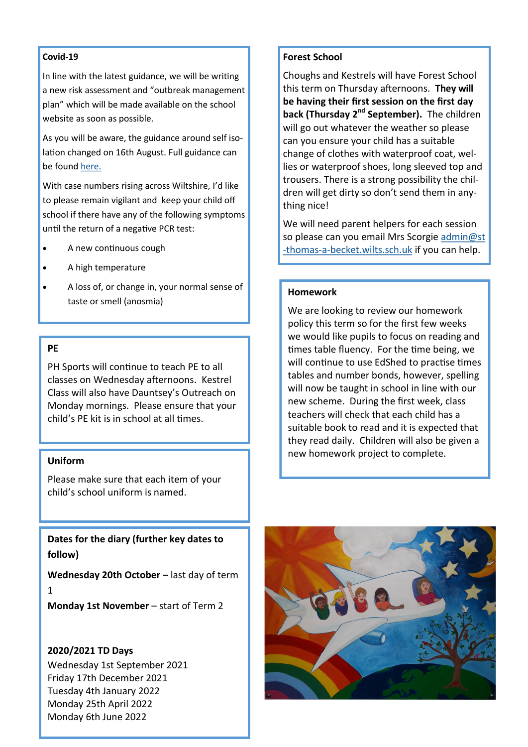## Covid-19

In line with the latest guidance, we will be writing a new risk assessment and "outbreak management plan" which will be made available on the school website as soon as possible.

As you will be aware, the guidance around self isolation changed on 16th August. Full guidance can be found here.

With case numbers rising across Wiltshire, I'd like to please remain vigilant and keep your child off school if there have any of the following symptoms until the return of a negative PCR test:

- A new continuous cough
- A high temperature
- A loss of, or change in, your normal sense of taste or smell (anosmia)

## PE

PH Sports will continue to teach PE to all classes on Wednesday afternoons. Kestrel Class will also have Dauntsey's Outreach on Monday mornings. Please ensure that your child's PE kit is in school at all times.

## Uniform

Please make sure that each item of your child's school uniform is named.

## Dates for the diary (further key dates to follow)

**Wednesday 20th October** – last day of term 1

**Monday 1st November** – start of Term 2

**2020/2021 TD Days**

Wednesday 1st September 2021
Friday 17th December 2021
Tuesday 4th January 2022
Monday 25th April 2022
Monday 6th June 2022

## Forest School

Choughs and Kestrels will have Forest School this term on Thursday afternoons. **They will be having their first session on the first day back (Thursday 2nd September).** The children will go out whatever the weather so please can you ensure your child has a suitable change of clothes with waterproof coat, wellies or waterproof shoes, long sleeved top and trousers. There is a strong possibility the children will get dirty so don't send them in anything nice!

We will need parent helpers for each session so please can you email Mrs Scorgie admin@st-thomas-a-becket.wilts.sch.uk if you can help.

## Homework

We are looking to review our homework policy this term so for the first few weeks we would like pupils to focus on reading and times table fluency. For the time being, we will continue to use EdShed to practise times tables and number bonds, however, spelling will now be taught in school in line with our new scheme. During the first week, class teachers will check that each child has a suitable book to read and it is expected that they read daily. Children will also be given a new homework project to complete.